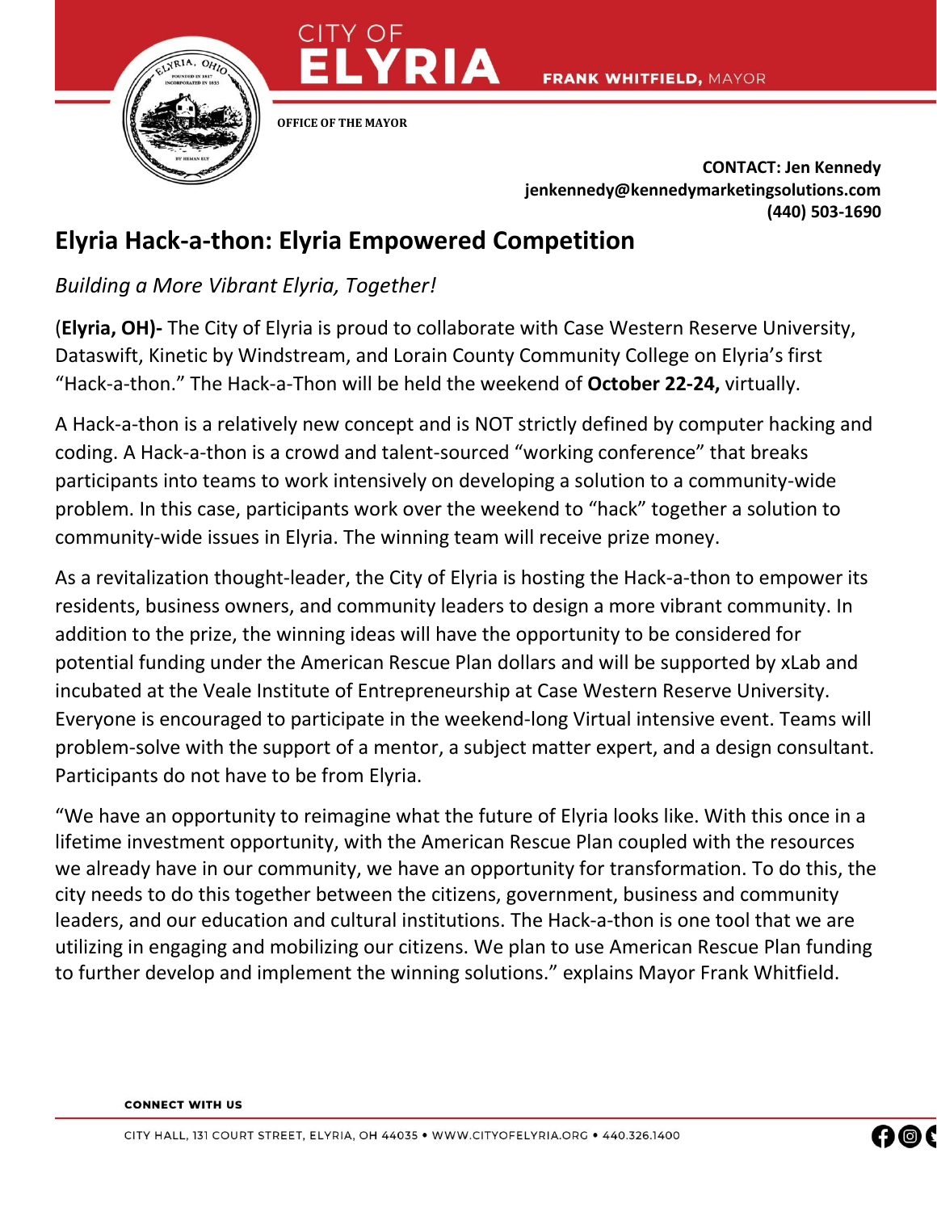CITY OF **ELYRIA** FRANK WHITFIELD, MAYOR

OFFICE OF THE MAYOR

**CONTACT: Jen Kennedy**
**jenkennedy@kennedymarketingsolutions.com**
**(440) 503-1690**

# Elyria Hack-a-thon: Elyria Empowered Competition

*Building a More Vibrant Elyria, Together!*

(**Elyria, OH)-** The City of Elyria is proud to collaborate with Case Western Reserve University, Dataswift, Kinetic by Windstream, and Lorain County Community College on Elyria's first "Hack-a-thon." The Hack-a-Thon will be held the weekend of **October 22-24,** virtually.

A Hack-a-thon is a relatively new concept and is NOT strictly defined by computer hacking and coding. A Hack-a-thon is a crowd and talent-sourced "working conference" that breaks participants into teams to work intensively on developing a solution to a community-wide problem. In this case, participants work over the weekend to "hack" together a solution to community-wide issues in Elyria. The winning team will receive prize money.

As a revitalization thought-leader, the City of Elyria is hosting the Hack-a-thon to empower its residents, business owners, and community leaders to design a more vibrant community. In addition to the prize, the winning ideas will have the opportunity to be considered for potential funding under the American Rescue Plan dollars and will be supported by xLab and incubated at the Veale Institute of Entrepreneurship at Case Western Reserve University. Everyone is encouraged to participate in the weekend-long Virtual intensive event. Teams will problem-solve with the support of a mentor, a subject matter expert, and a design consultant. Participants do not have to be from Elyria.

"We have an opportunity to reimagine what the future of Elyria looks like. With this once in a lifetime investment opportunity, with the American Rescue Plan coupled with the resources we already have in our community, we have an opportunity for transformation. To do this, the city needs to do this together between the citizens, government, business and community leaders, and our education and cultural institutions. The Hack-a-thon is one tool that we are utilizing in engaging and mobilizing our citizens. We plan to use American Rescue Plan funding to further develop and implement the winning solutions." explains Mayor Frank Whitfield.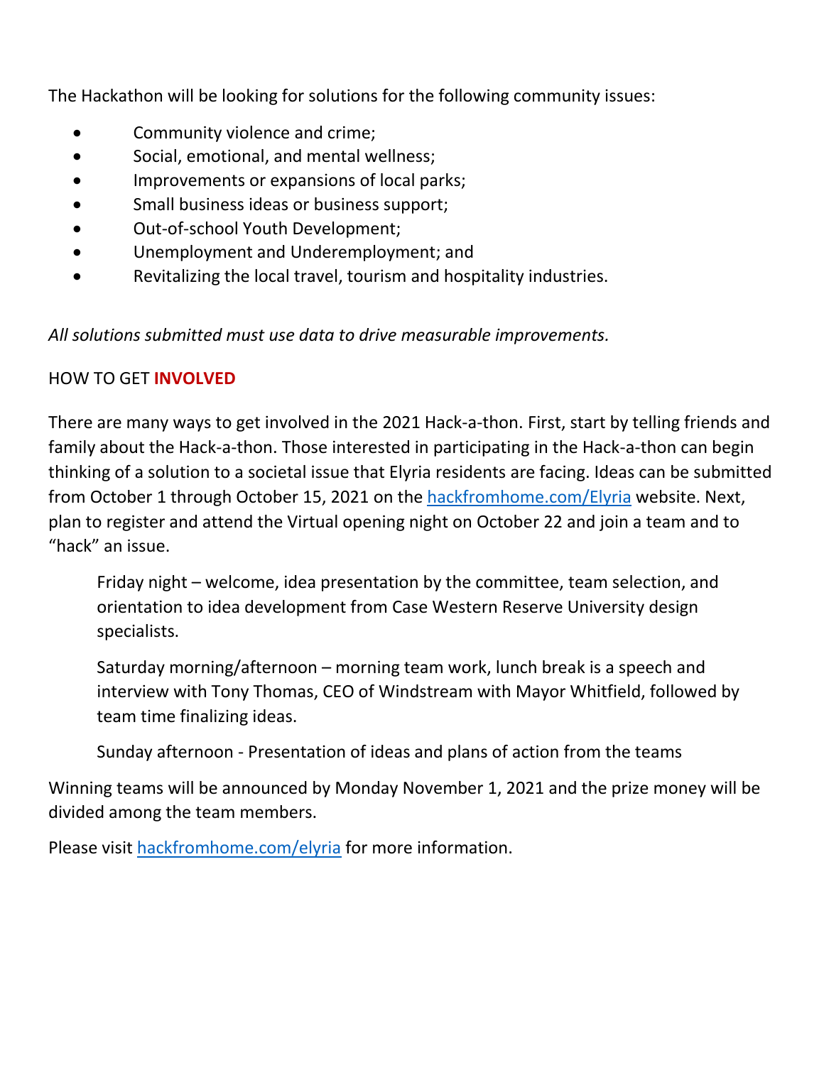The Hackathon will be looking for solutions for the following community issues:

- Community violence and crime;
- Social, emotional, and mental wellness;
- Improvements or expansions of local parks;
- Small business ideas or business support;
- Out-of-school Youth Development;
- Unemployment and Underemployment; and
- Revitalizing the local travel, tourism and hospitality industries.

*All solutions submitted must use data to drive measurable improvements.*

HOW TO GET **INVOLVED**

There are many ways to get involved in the 2021 Hack-a-thon. First, start by telling friends and family about the Hack-a-thon. Those interested in participating in the Hack-a-thon can begin thinking of a solution to a societal issue that Elyria residents are facing. Ideas can be submitted from October 1 through October 15, 2021 on the [hackfromhome.com/Elyria](hackfromhome.com/Elyria) website. Next, plan to register and attend the Virtual opening night on October 22 and join a team and to "hack" an issue.

> Friday night – welcome, idea presentation by the committee, team selection, and orientation to idea development from Case Western Reserve University design specialists.
>
> Saturday morning/afternoon – morning team work, lunch break is a speech and interview with Tony Thomas, CEO of Windstream with Mayor Whitfield, followed by team time finalizing ideas.
>
> Sunday afternoon - Presentation of ideas and plans of action from the teams

Winning teams will be announced by Monday November 1, 2021 and the prize money will be divided among the team members.

Please visit [hackfromhome.com/elyria](hackfromhome.com/elyria) for more information.